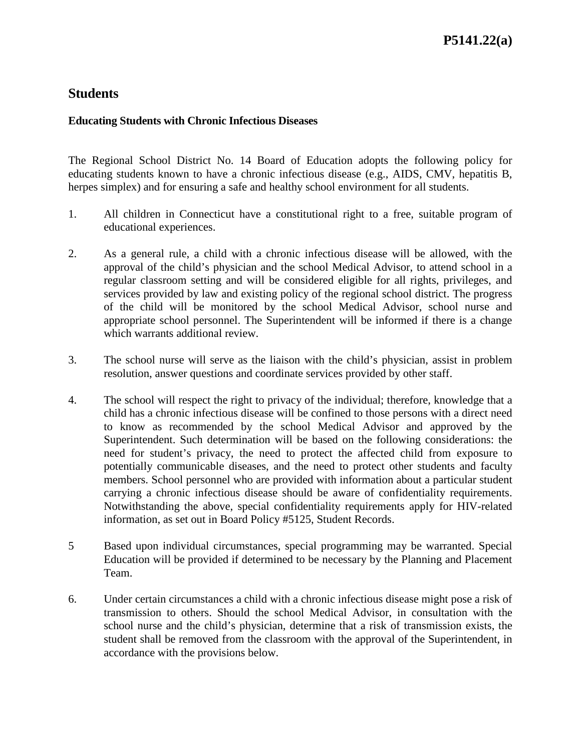P5141.22(a)

# Students

### Educating Students with Chronic Infectious Diseases

The Regional School District No. 14 Board of Education adopts the following policy for educating students known to have a chronic infectious disease (e.g., AIDS, CMV, hepatitis B, herpes simplex) and for ensuring a safe and healthy school environment for all students.

1. All children in Connecticut have a constitutional right to a free, suitable program of educational experiences.

2. As a general rule, a child with a chronic infectious disease will be allowed, with the approval of the child's physician and the school Medical Advisor, to attend school in a regular classroom setting and will be considered eligible for all rights, privileges, and services provided by law and existing policy of the regional school district. The progress of the child will be monitored by the school Medical Advisor, school nurse and appropriate school personnel. The Superintendent will be informed if there is a change which warrants additional review.

3. The school nurse will serve as the liaison with the child's physician, assist in problem resolution, answer questions and coordinate services provided by other staff.

4. The school will respect the right to privacy of the individual; therefore, knowledge that a child has a chronic infectious disease will be confined to those persons with a direct need to know as recommended by the school Medical Advisor and approved by the Superintendent. Such determination will be based on the following considerations: the need for student's privacy, the need to protect the affected child from exposure to potentially communicable diseases, and the need to protect other students and faculty members. School personnel who are provided with information about a particular student carrying a chronic infectious disease should be aware of confidentiality requirements. Notwithstanding the above, special confidentiality requirements apply for HIV-related information, as set out in Board Policy #5125, Student Records.

5 Based upon individual circumstances, special programming may be warranted. Special Education will be provided if determined to be necessary by the Planning and Placement Team.

6. Under certain circumstances a child with a chronic infectious disease might pose a risk of transmission to others. Should the school Medical Advisor, in consultation with the school nurse and the child's physician, determine that a risk of transmission exists, the student shall be removed from the classroom with the approval of the Superintendent, in accordance with the provisions below.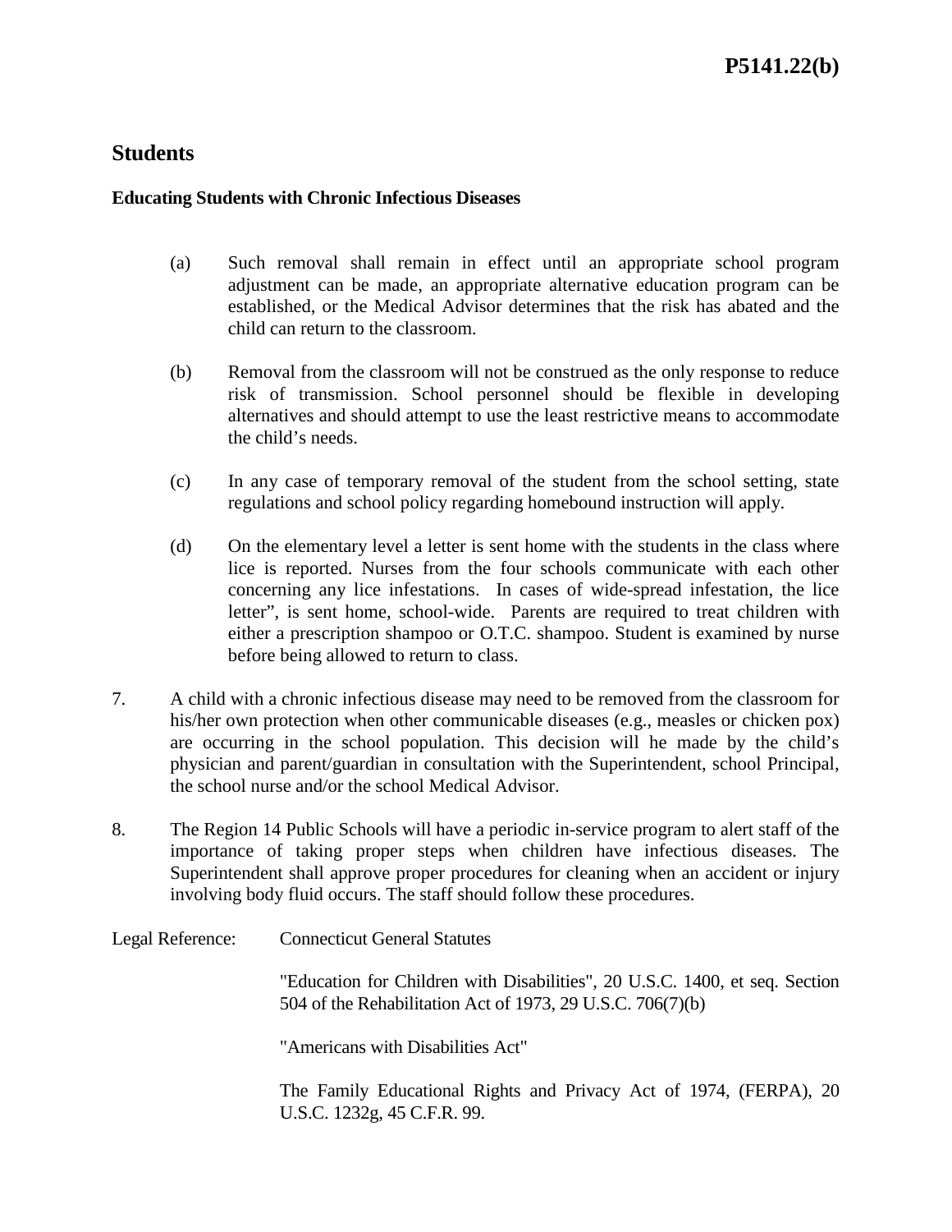## Students

**Educating Students with Chronic Infectious Diseases**

(a) Such removal shall remain in effect until an appropriate school program adjustment can be made, an appropriate alternative education program can be established, or the Medical Advisor determines that the risk has abated and the child can return to the classroom.

(b) Removal from the classroom will not be construed as the only response to reduce risk of transmission. School personnel should be flexible in developing alternatives and should attempt to use the least restrictive means to accommodate the child's needs.

(c) In any case of temporary removal of the student from the school setting, state regulations and school policy regarding homebound instruction will apply.

(d) On the elementary level a letter is sent home with the students in the class where lice is reported. Nurses from the four schools communicate with each other concerning any lice infestations. In cases of wide-spread infestation, the lice letter", is sent home, school-wide. Parents are required to treat children with either a prescription shampoo or O.T.C. shampoo. Student is examined by nurse before being allowed to return to class.

7. A child with a chronic infectious disease may need to be removed from the classroom for his/her own protection when other communicable diseases (e.g., measles or chicken pox) are occurring in the school population. This decision will he made by the child's physician and parent/guardian in consultation with the Superintendent, school Principal, the school nurse and/or the school Medical Advisor.

8. The Region 14 Public Schools will have a periodic in-service program to alert staff of the importance of taking proper steps when children have infectious diseases. The Superintendent shall approve proper procedures for cleaning when an accident or injury involving body fluid occurs. The staff should follow these procedures.

Legal Reference: Connecticut General Statutes

"Education for Children with Disabilities", 20 U.S.C. 1400, et seq. Section 504 of the Rehabilitation Act of 1973, 29 U.S.C. 706(7)(b)

"Americans with Disabilities Act"

The Family Educational Rights and Privacy Act of 1974, (FERPA), 20 U.S.C. 1232g, 45 C.F.R. 99.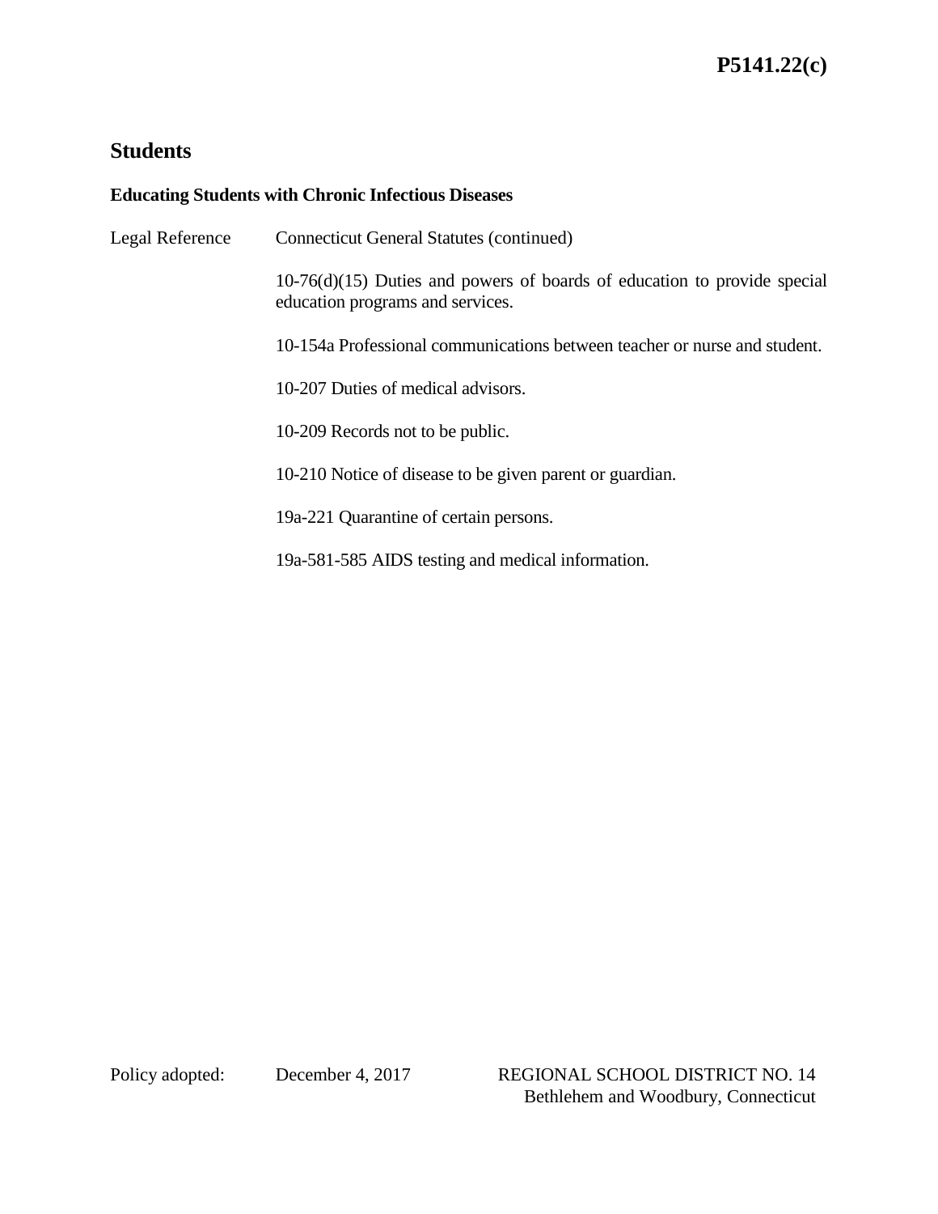## Students

### Educating Students with Chronic Infectious Diseases

Legal Reference Connecticut General Statutes (continued)

10-76(d)(15) Duties and powers of boards of education to provide special education programs and services.

10-154a Professional communications between teacher or nurse and student.

10-207 Duties of medical advisors.

10-209 Records not to be public.

10-210 Notice of disease to be given parent or guardian.

19a-221 Quarantine of certain persons.

19a-581-585 AIDS testing and medical information.

Policy adopted: December 4, 2017 REGIONAL SCHOOL DISTRICT NO. 14
Bethlehem and Woodbury, Connecticut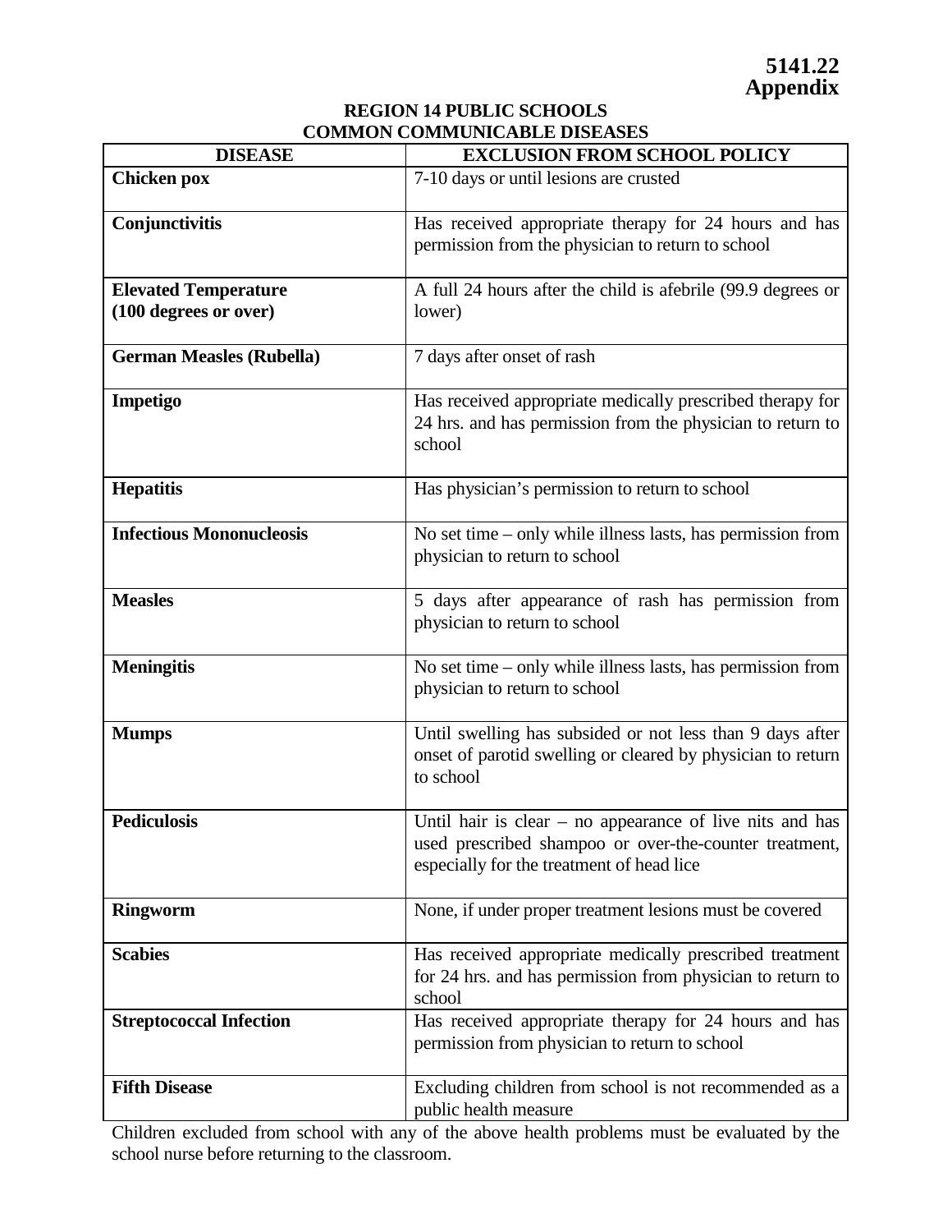**5141.22**
**Appendix**

## REGION 14 PUBLIC SCHOOLS
## COMMON COMMUNICABLE DISEASES

| DISEASE | EXCLUSION FROM SCHOOL POLICY |
|---|---|
| **Chicken pox** | 7-10 days or until lesions are crusted |
| **Conjunctivitis** | Has received appropriate therapy for 24 hours and has permission from the physician to return to school |
| **Elevated Temperature (100 degrees or over)** | A full 24 hours after the child is afebrile (99.9 degrees or lower) |
| **German Measles (Rubella)** | 7 days after onset of rash |
| **Impetigo** | Has received appropriate medically prescribed therapy for 24 hrs. and has permission from the physician to return to school |
| **Hepatitis** | Has physician's permission to return to school |
| **Infectious Mononucleosis** | No set time – only while illness lasts, has permission from physician to return to school |
| **Measles** | 5 days after appearance of rash has permission from physician to return to school |
| **Meningitis** | No set time – only while illness lasts, has permission from physician to return to school |
| **Mumps** | Until swelling has subsided or not less than 9 days after onset of parotid swelling or cleared by physician to return to school |
| **Pediculosis** | Until hair is clear – no appearance of live nits and has used prescribed shampoo or over-the-counter treatment, especially for the treatment of head lice |
| **Ringworm** | None, if under proper treatment lesions must be covered |
| **Scabies** | Has received appropriate medically prescribed treatment for 24 hrs. and has permission from physician to return to school |
| **Streptococcal Infection** | Has received appropriate therapy for 24 hours and has permission from physician to return to school |
| **Fifth Disease** | Excluding children from school is not recommended as a public health measure |

Children excluded from school with any of the above health problems must be evaluated by the school nurse before returning to the classroom.